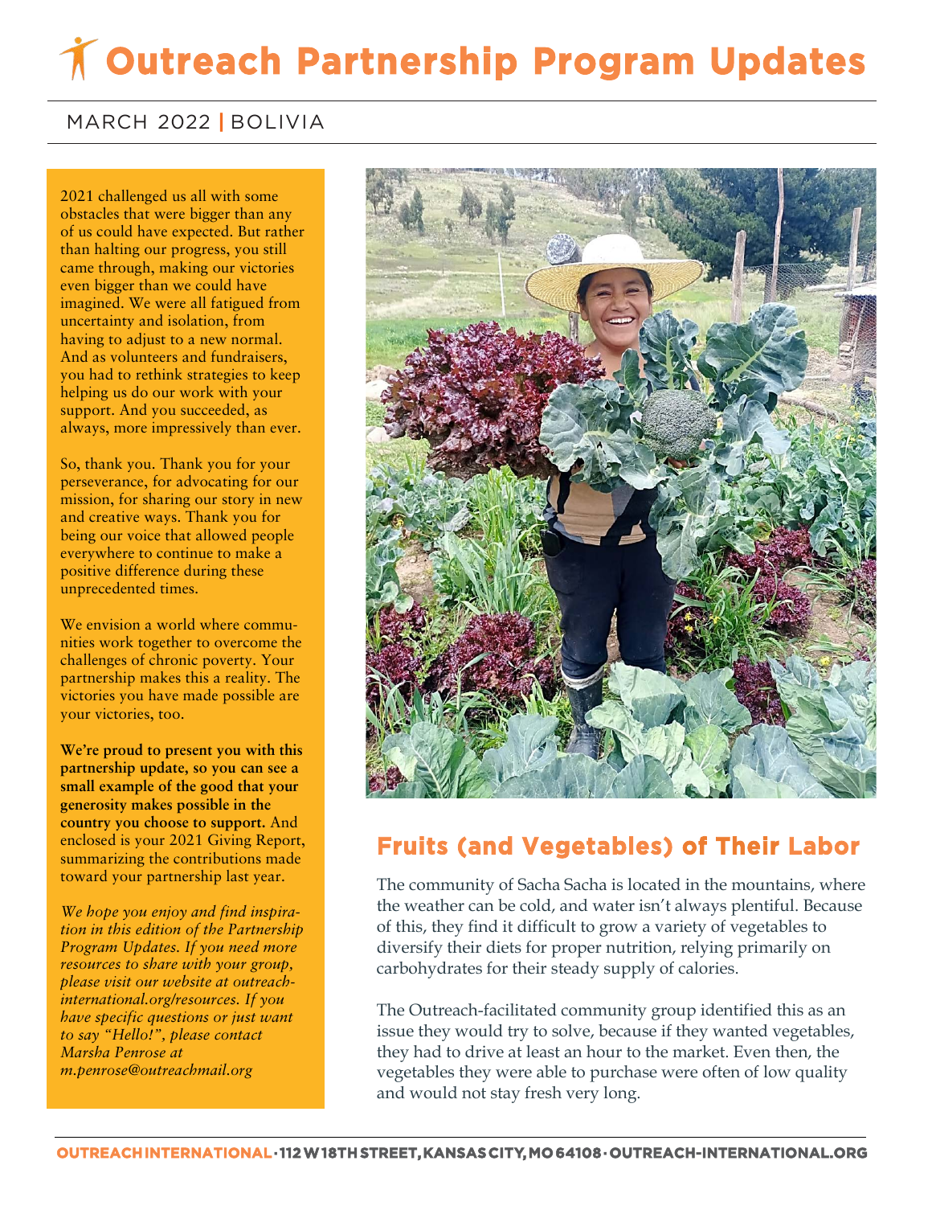# Outreach Partnership Program Updates

MARCH 2022 | BOLIVIA

2021 challenged us all with some obstacles that were bigger than any of us could have expected. But rather than halting our progress, you still came through, making our victories even bigger than we could have imagined. We were all fatigued from uncertainty and isolation, from having to adjust to a new normal. And as volunteers and fundraisers, you had to rethink strategies to keep helping us do our work with your support. And you succeeded, as always, more impressively than ever.

So, thank you. Thank you for your perseverance, for advocating for our mission, for sharing our story in new and creative ways. Thank you for being our voice that allowed people everywhere to continue to make a positive difference during these unprecedented times.

We envision a world where communities work together to overcome the challenges of chronic poverty. Your partnership makes this a reality. The victories you have made possible are your victories, too.

**We're proud to present you with this partnership update, so you can see a small example of the good that your generosity makes possible in the country you choose to support.** And enclosed is your 2021 Giving Report, summarizing the contributions made toward your partnership last year.

*We hope you enjoy and find inspiration in this edition of the Partnership Program Updates. If you need more resources to share with your group, please visit our website at outreach-international.org/resources. If you have specific questions or just want to say "Hello!", please contact Marsha Penrose at m.penrose@outreachmail.org*

## Fruits (and Vegetables) of Their Labor

The community of Sacha Sacha is located in the mountains, where the weather can be cold, and water isn't always plentiful. Because of this, they find it difficult to grow a variety of vegetables to diversify their diets for proper nutrition, relying primarily on carbohydrates for their steady supply of calories.

The Outreach-facilitated community group identified this as an issue they would try to solve, because if they wanted vegetables, they had to drive at least an hour to the market. Even then, the vegetables they were able to purchase were often of low quality and would not stay fresh very long.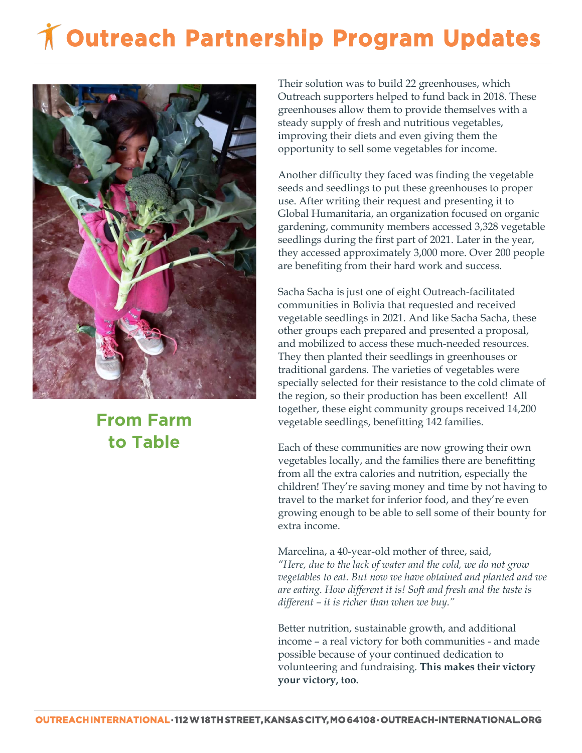# Outreach Partnership Program Updates

## From Farm to Table

Their solution was to build 22 greenhouses, which Outreach supporters helped to fund back in 2018. These greenhouses allow them to provide themselves with a steady supply of fresh and nutritious vegetables, improving their diets and even giving them the opportunity to sell some vegetables for income.

Another difficulty they faced was finding the vegetable seeds and seedlings to put these greenhouses to proper use. After writing their request and presenting it to Global Humanitaria, an organization focused on organic gardening, community members accessed 3,328 vegetable seedlings during the first part of 2021. Later in the year, they accessed approximately 3,000 more. Over 200 people are benefiting from their hard work and success.

Sacha Sacha is just one of eight Outreach-facilitated communities in Bolivia that requested and received vegetable seedlings in 2021. And like Sacha Sacha, these other groups each prepared and presented a proposal, and mobilized to access these much-needed resources. They then planted their seedlings in greenhouses or traditional gardens. The varieties of vegetables were specially selected for their resistance to the cold climate of the region, so their production has been excellent! All together, these eight community groups received 14,200 vegetable seedlings, benefitting 142 families.

Each of these communities are now growing their own vegetables locally, and the families there are benefitting from all the extra calories and nutrition, especially the children! They're saving money and time by not having to travel to the market for inferior food, and they're even growing enough to be able to sell some of their bounty for extra income.

Marcelina, a 40-year-old mother of three, said,
*"Here, due to the lack of water and the cold, we do not grow vegetables to eat. But now we have obtained and planted and we are eating. How different it is! Soft and fresh and the taste is different – it is richer than when we buy."*

Better nutrition, sustainable growth, and additional income – a real victory for both communities - and made possible because of your continued dedication to volunteering and fundraising. **This makes their victory your victory, too.**

OUTREACH INTERNATIONAL · 112 W 18TH STREET, KANSAS CITY, MO 64108 · OUTREACH-INTERNATIONAL.ORG